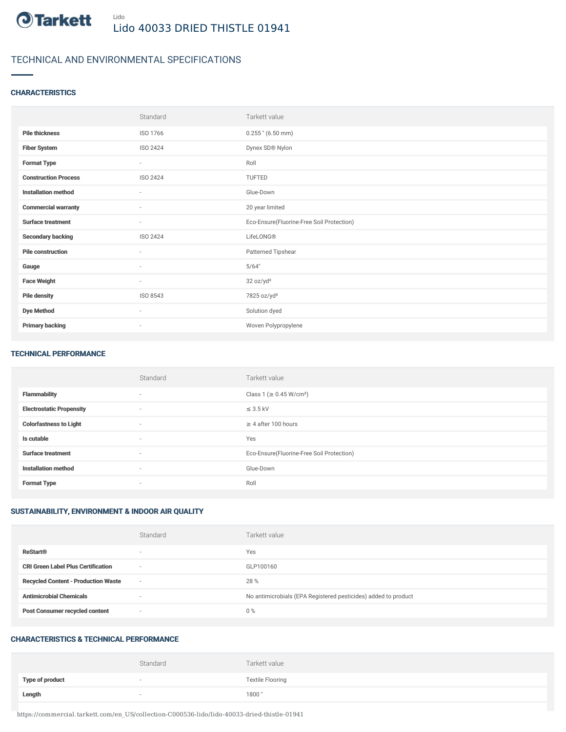Tarkett

Lido

# Lido 40033 DRIED THISTLE 01941

## TECHNICAL AND ENVIRONMENTAL SPECIFICATIONS

### CHARACTERISTICS

| | Standard | Tarkett value |
|---|---|---|
| **Pile thickness** | ISO 1766 | 0.255 " (6.50 mm) |
| **Fiber System** | ISO 2424 | Dynex SD® Nylon |
| **Format Type** | - | Roll |
| **Construction Process** | ISO 2424 | TUFTED |
| **Installation method** | - | Glue-Down |
| **Commercial warranty** | - | 20 year limited |
| **Surface treatment** | - | Eco-Ensure(Fluorine-Free Soil Protection) |
| **Secondary backing** | ISO 2424 | LifeLONG® |
| **Pile construction** | - | Patterned Tipshear |
| **Gauge** | - | 5/64" |
| **Face Weight** | - | 32 oz/yd² |
| **Pile density** | ISO 8543 | 7825 oz/yd³ |
| **Dye Method** | - | Solution dyed |
| **Primary backing** | - | Woven Polypropylene |

### TECHNICAL PERFORMANCE

| | Standard | Tarkett value |
|---|---|---|
| **Flammability** | - | Class 1 (≥ 0.45 W/cm²) |
| **Electrostatic Propensity** | - | ≤ 3.5 kV |
| **Colorfastness to Light** | - | ≥ 4 after 100 hours |
| **Is cutable** | - | Yes |
| **Surface treatment** | - | Eco-Ensure(Fluorine-Free Soil Protection) |
| **Installation method** | - | Glue-Down |
| **Format Type** | - | Roll |

### SUSTAINABILITY, ENVIRONMENT & INDOOR AIR QUALITY

| | Standard | Tarkett value |
|---|---|---|
| **ReStart®** | - | Yes |
| **CRI Green Label Plus Certification** | - | GLP100160 |
| **Recycled Content - Production Waste** | - | 28 % |
| **Antimicrobial Chemicals** | - | No antimicrobials (EPA Registered pesticides) added to product |
| **Post Consumer recycled content** | - | 0 % |

### CHARACTERISTICS & TECHNICAL PERFORMANCE

| | Standard | Tarkett value |
|---|---|---|
| **Type of product** | - | Textile Flooring |
| **Length** | - | 1800 " |

https://commercial.tarkett.com/en_US/collection-C000536-lido/lido-40033-dried-thistle-01941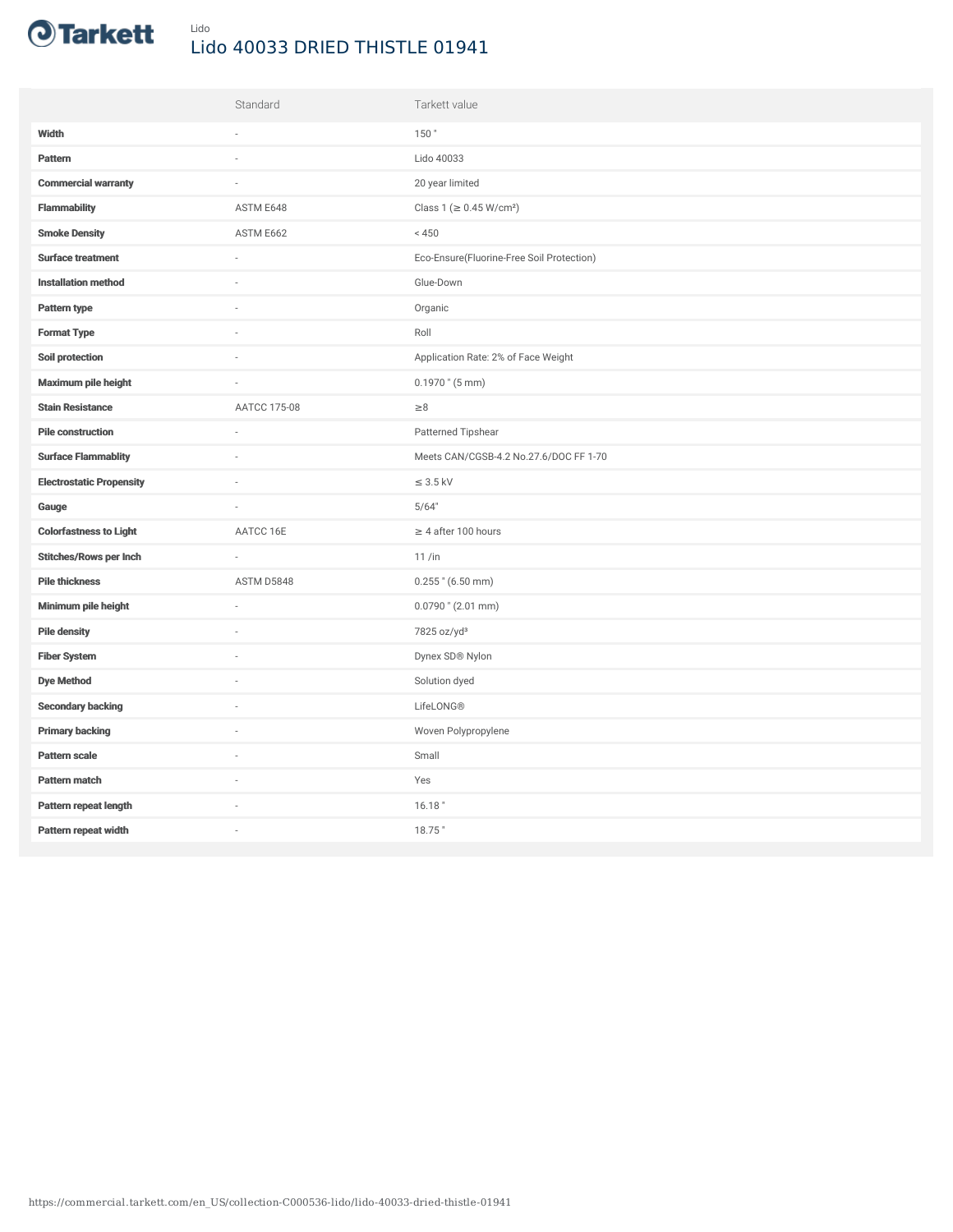Lido

# Lido 40033 DRIED THISTLE 01941

| | Standard | Tarkett value |
|---|---|---|
| **Width** | - | 150 " |
| **Pattern** | - | Lido 40033 |
| **Commercial warranty** | - | 20 year limited |
| **Flammability** | ASTM E648 | Class 1 (≥ 0.45 W/cm²) |
| **Smoke Density** | ASTM E662 | < 450 |
| **Surface treatment** | - | Eco-Ensure(Fluorine-Free Soil Protection) |
| **Installation method** | - | Glue-Down |
| **Pattern type** | - | Organic |
| **Format Type** | - | Roll |
| **Soil protection** | - | Application Rate: 2% of Face Weight |
| **Maximum pile height** | - | 0.1970 " (5 mm) |
| **Stain Resistance** | AATCC 175-08 | ≥8 |
| **Pile construction** | - | Patterned Tipshear |
| **Surface Flammablity** | - | Meets CAN/CGSB-4.2 No.27.6/DOC FF 1-70 |
| **Electrostatic Propensity** | - | ≤ 3.5 kV |
| **Gauge** | - | 5/64" |
| **Colorfastness to Light** | AATCC 16E | ≥ 4 after 100 hours |
| **Stitches/Rows per Inch** | - | 11 /in |
| **Pile thickness** | ASTM D5848 | 0.255 " (6.50 mm) |
| **Minimum pile height** | - | 0.0790 " (2.01 mm) |
| **Pile density** | - | 7825 oz/yd³ |
| **Fiber System** | - | Dynex SD® Nylon |
| **Dye Method** | - | Solution dyed |
| **Secondary backing** | - | LifeLONG® |
| **Primary backing** | - | Woven Polypropylene |
| **Pattern scale** | - | Small |
| **Pattern match** | - | Yes |
| **Pattern repeat length** | - | 16.18 " |
| **Pattern repeat width** | - | 18.75 " |